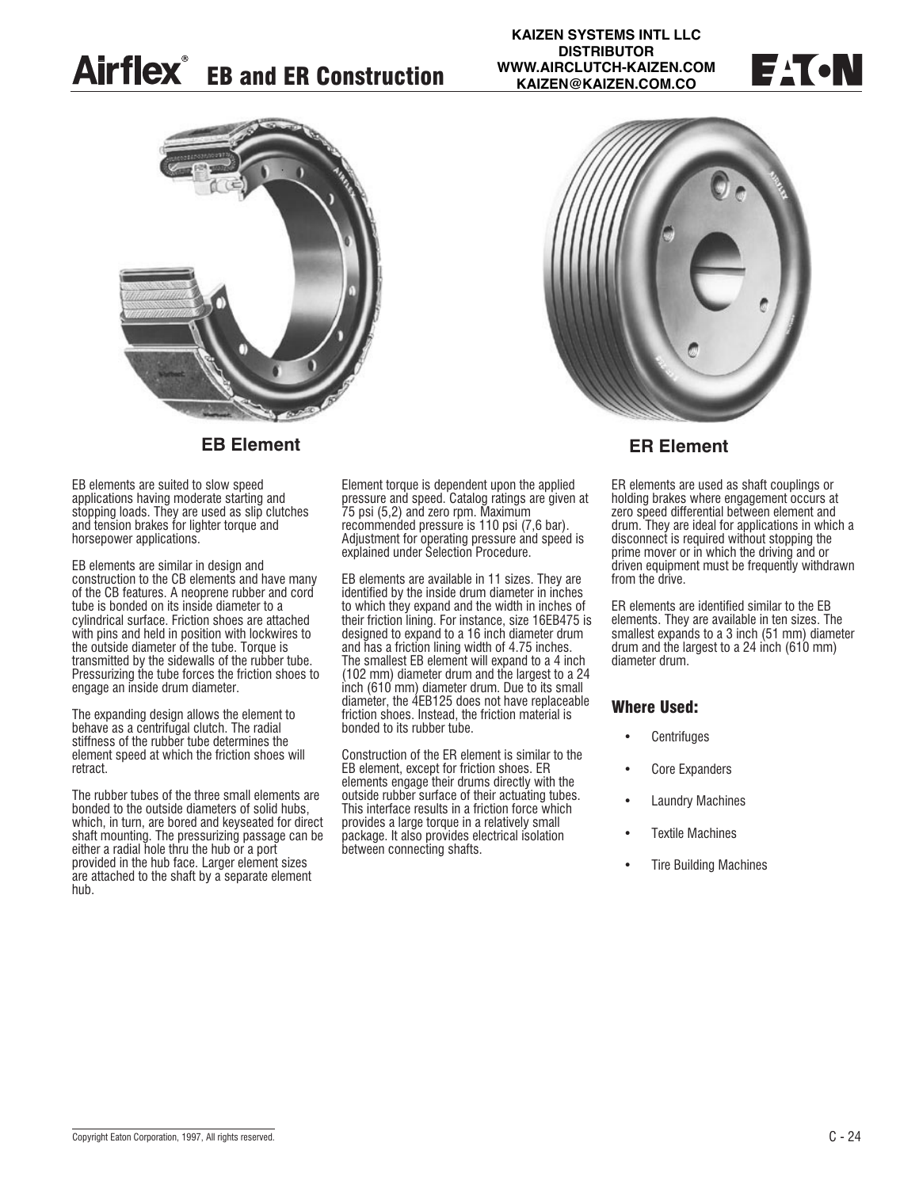# Airflex® EB and ER Construction

KAIZEN SYSTEMS INTL LLC
DISTRIBUTOR
WWW.AIRCLUTCH-KAIZEN.COM
KAIZEN@KAIZEN.COM.CO

**EB Element**

**ER Element**

EB elements are suited to slow speed applications having moderate starting and stopping loads. They are used as slip clutches and tension brakes for lighter torque and horsepower applications.

EB elements are similar in design and construction to the CB elements and have many of the CB features. A neoprene rubber and cord tube is bonded on its inside diameter to a cylindrical surface. Friction shoes are attached with pins and held in position with lockwires to the outside diameter of the tube. Torque is transmitted by the sidewalls of the rubber tube. Pressurizing the tube forces the friction shoes to engage an inside drum diameter.

The expanding design allows the element to behave as a centrifugal clutch. The radial stiffness of the rubber tube determines the element speed at which the friction shoes will retract.

The rubber tubes of the three small elements are bonded to the outside diameters of solid hubs, which, in turn, are bored and keyseated for direct shaft mounting. The pressurizing passage can be either a radial hole thru the hub or a port provided in the hub face. Larger element sizes are attached to the shaft by a separate element hub.

Element torque is dependent upon the applied pressure and speed. Catalog ratings are given at 75 psi (5,2) and zero rpm. Maximum recommended pressure is 110 psi (7,6 bar). Adjustment for operating pressure and speed is explained under Selection Procedure.

EB elements are available in 11 sizes. They are identified by the inside drum diameter in inches to which they expand and the width in inches of their friction lining. For instance, size 16EB475 is designed to expand to a 16 inch diameter drum and has a friction lining width of 4.75 inches. The smallest EB element will expand to a 4 inch (102 mm) diameter drum and the largest to a 24 inch (610 mm) diameter drum. Due to its small diameter, the 4EB125 does not have replaceable friction shoes. Instead, the friction material is bonded to its rubber tube.

Construction of the ER element is similar to the EB element, except for friction shoes. ER elements engage their drums directly with the outside rubber surface of their actuating tubes. This interface results in a friction force which provides a large torque in a relatively small package. It also provides electrical isolation between connecting shafts.

ER elements are used as shaft couplings or holding brakes where engagement occurs at zero speed differential between element and drum. They are ideal for applications in which a disconnect is required without stopping the prime mover or in which the driving and or driven equipment must be frequently withdrawn from the drive.

ER elements are identified similar to the EB elements. They are available in ten sizes. The smallest expands to a 3 inch (51 mm) diameter drum and the largest to a 24 inch (610 mm) diameter drum.

### Where Used:

- Centrifuges
- Core Expanders
- Laundry Machines
- Textile Machines
- Tire Building Machines

Copyright Eaton Corporation, 1997, All rights reserved.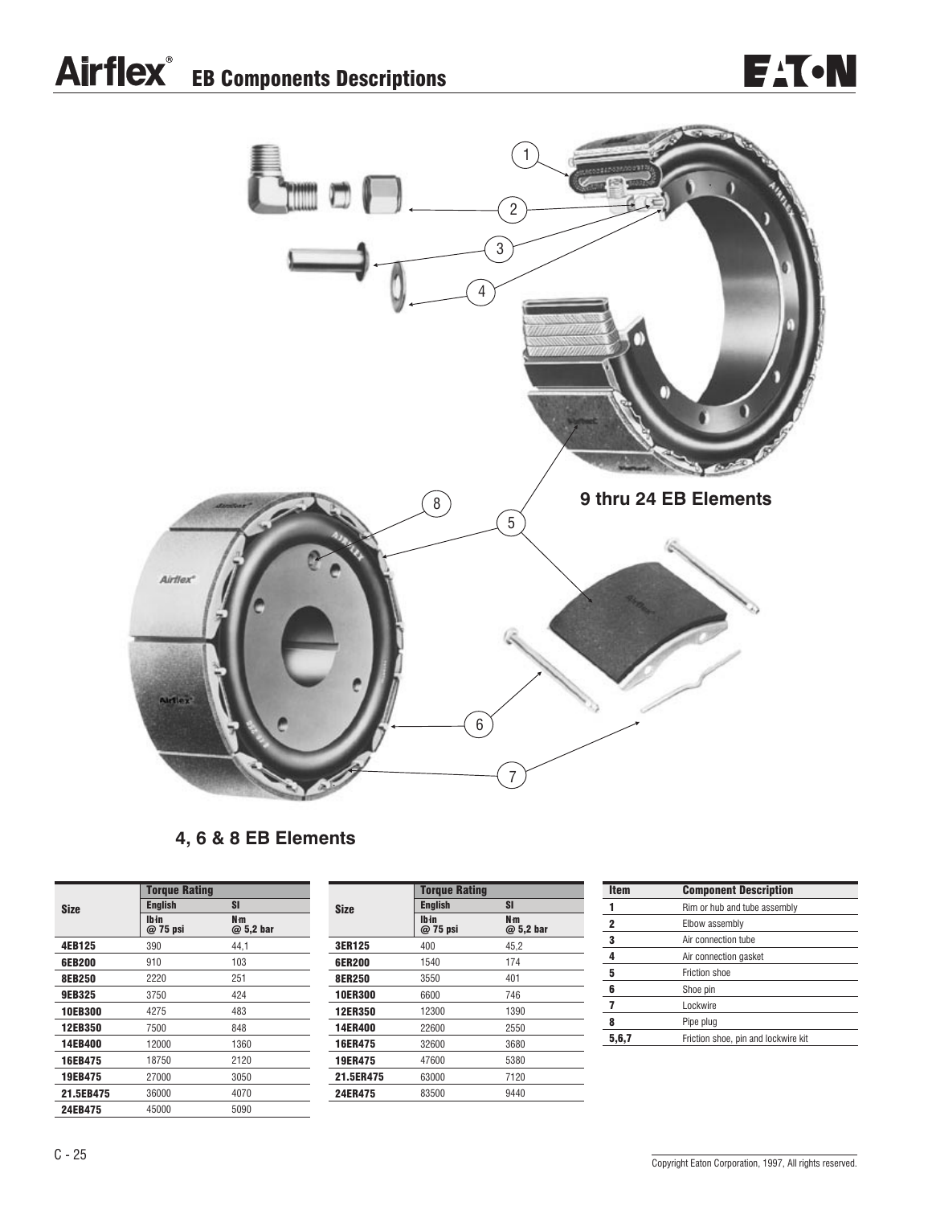# Airflex® EB Components Descriptions

9 thru 24 EB Elements

4, 6 & 8 EB Elements

| Size | Torque Rating | |
|---|---|---|
| | English | SI |
| | lb·in @ 75 psi | N·m @ 5,2 bar |
| **4EB125** | 390 | 44,1 |
| **6EB200** | 910 | 103 |
| **8EB250** | 2220 | 251 |
| **9EB325** | 3750 | 424 |
| **10EB300** | 4275 | 483 |
| **12EB350** | 7500 | 848 |
| **14EB400** | 12000 | 1360 |
| **16EB475** | 18750 | 2120 |
| **19EB475** | 27000 | 3050 |
| **21.5EB475** | 36000 | 4070 |
| **24EB475** | 45000 | 5090 |

| Size | Torque Rating | |
|---|---|---|
| | English | SI |
| | lb·in @ 75 psi | N·m @ 5,2 bar |
| **3ER125** | 400 | 45,2 |
| **6ER200** | 1540 | 174 |
| **8ER250** | 3550 | 401 |
| **10ER300** | 6600 | 746 |
| **12ER350** | 12300 | 1390 |
| **14ER400** | 22600 | 2550 |
| **16ER475** | 32600 | 3680 |
| **19ER475** | 47600 | 5380 |
| **21.5ER475** | 63000 | 7120 |
| **24ER475** | 83500 | 9440 |

| Item | Component Description |
|---|---|
| **1** | Rim or hub and tube assembly |
| **2** | Elbow assembly |
| **3** | Air connection tube |
| **4** | Air connection gasket |
| **5** | Friction shoe |
| **6** | Shoe pin |
| **7** | Lockwire |
| **8** | Pipe plug |
| **5,6,7** | Friction shoe, pin and lockwire kit |

Copyright Eaton Corporation, 1997, All rights reserved.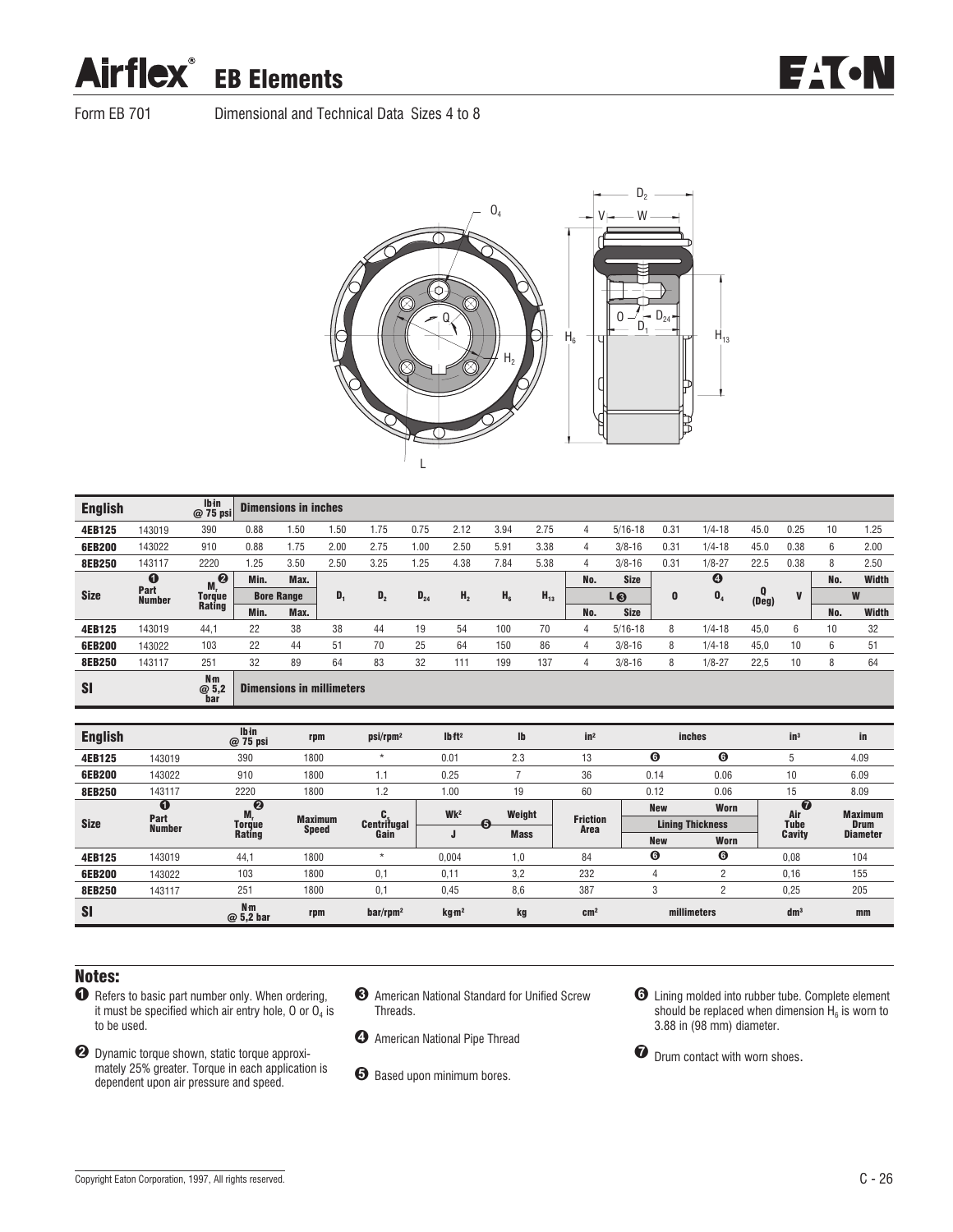# Airflex® EB Elements

Form EB 701 Dimensional and Technical Data Sizes 4 to 8

O₄
D₂
V W
O D₂₄
D₁
Q
H₂
H₆
H₁₃
L

| Size | Part Number ❶ | $M_t$ Torque Rating ❷ | Bore Range Min. | Bore Range Max. | $D_1$ | $D_2$ | $D_{24}$ | $H_2$ | $H_6$ | $H_{13}$ | L ❸ No. | L ❸ Size | O | $O_4$ ❹ | Q (Deg) | V | W No. | W Width |
|---|---|---|---|---|---|---|---|---|---|---|---|---|---|---|---|---|---|---|
| **English** | | lb·in @ 75 psi | Dimensions in inches | | | | | | | | | | | | | | | |
| 4EB125 | 143019 | 390 | 0.88 | 1.50 | 1.50 | 1.75 | 0.75 | 2.12 | 3.94 | 2.75 | 4 | 5/16-18 | 0.31 | 1/4-18 | 45.0 | 0.25 | 10 | 1.25 |
| 6EB200 | 143022 | 910 | 0.88 | 1.75 | 2.00 | 2.75 | 1.00 | 2.50 | 5.91 | 3.38 | 4 | 3/8-16 | 0.31 | 1/4-18 | 45.0 | 0.38 | 6 | 2.00 |
| 8EB250 | 143117 | 2220 | 1.25 | 3.50 | 2.50 | 3.25 | 1.25 | 4.38 | 7.84 | 5.38 | 4 | 3/8-16 | 0.31 | 1/8-27 | 22.5 | 0.38 | 8 | 2.50 |
| 4EB125 | 143019 | 44,1 | 22 | 38 | 38 | 44 | 19 | 54 | 100 | 70 | 4 | 5/16-18 | 8 | 1/4-18 | 45,0 | 6 | 10 | 32 |
| 6EB200 | 143022 | 103 | 22 | 44 | 51 | 70 | 25 | 64 | 150 | 86 | 4 | 3/8-16 | 8 | 1/4-18 | 45,0 | 10 | 6 | 51 |
| 8EB250 | 143117 | 251 | 32 | 89 | 64 | 83 | 32 | 111 | 199 | 137 | 4 | 3/8-16 | 8 | 1/8-27 | 22,5 | 10 | 8 | 64 |
| **SI** | | N·m @ 5,2 bar | Dimensions in millimeters | | | | | | | | | | | | | | | |

| Size | Part Number ❶ | $M_t$ Torque Rating ❷ | Maximum Speed | $C_s$ Centrifugal Gain | Wk² / J ❺ | Weight / Mass | Friction Area | Lining Thickness New | Lining Thickness Worn | Air Tube Cavity ❼ | Maximum Drum Diameter |
|---|---|---|---|---|---|---|---|---|---|---|---|
| **English** | | lb·in @ 75 psi | rpm | psi/rpm² | lb·ft² | lb | in² | inches | | in³ | in |
| 4EB125 | 143019 | 390 | 1800 | * | 0.01 | 2.3 | 13 | ❻ | ❻ | 5 | 4.09 |
| 6EB200 | 143022 | 910 | 1800 | 1.1 | 0.25 | 7 | 36 | 0.14 | 0.06 | 10 | 6.09 |
| 8EB250 | 143117 | 2220 | 1800 | 1.2 | 1.00 | 19 | 60 | 0.12 | 0.06 | 15 | 8.09 |
| 4EB125 | 143019 | 44,1 | 1800 | * | 0,004 | 1,0 | 84 | ❻ | ❻ | 0,08 | 104 |
| 6EB200 | 143022 | 103 | 1800 | 0,1 | 0,11 | 3,2 | 232 | 4 | 2 | 0,16 | 155 |
| 8EB250 | 143117 | 251 | 1800 | 0,1 | 0,45 | 8,6 | 387 | 3 | 2 | 0,25 | 205 |
| **SI** | | N·m @ 5,2 bar | rpm | bar/rpm² | kg·m² | kg | cm² | millimeters | | dm³ | mm |

## Notes:

❶ Refers to basic part number only. When ordering, it must be specified which air entry hole, O or $O_4$ is to be used.

❷ Dynamic torque shown, static torque approximately 25% greater. Torque in each application is dependent upon air pressure and speed.

❸ American National Standard for Unified Screw Threads.

❹ American National Pipe Thread

❺ Based upon minimum bores.

❻ Lining molded into rubber tube. Complete element should be replaced when dimension $H_6$ is worn to 3.88 in (98 mm) diameter.

❼ Drum contact with worn shoes.

Copyright Eaton Corporation, 1997, All rights reserved.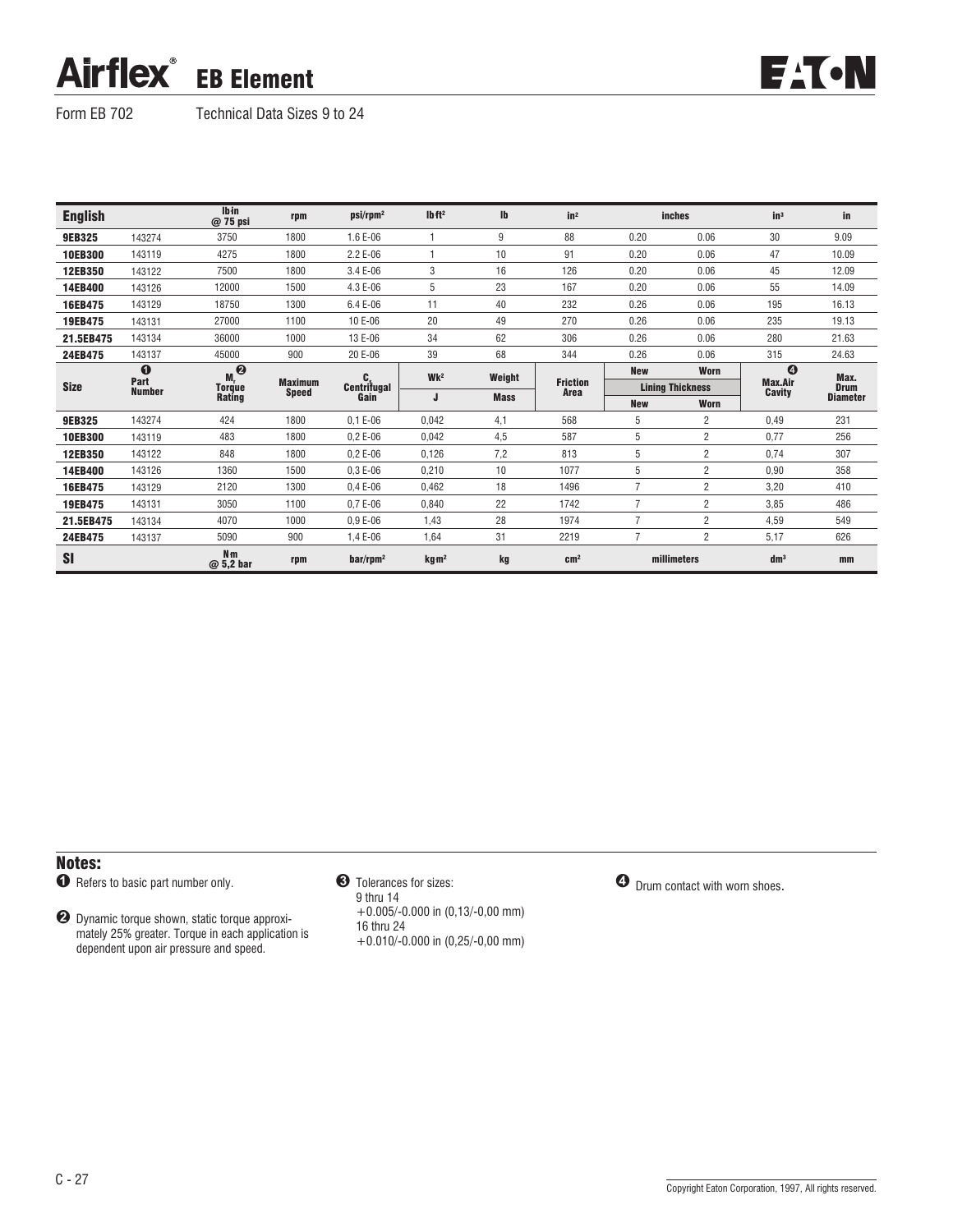# Airflex® EB Element

Form EB 702 Technical Data Sizes 9 to 24

| English | | lb in @ 75 psi | rpm | psi/rpm² | lb ft² | lb | in² | inches | | in³ | in |
|---|---|---|---|---|---|---|---|---|---|---|---|
| 9EB325 | 143274 | 3750 | 1800 | 1.6 E-06 | 1 | 9 | 88 | 0.20 | 0.06 | 30 | 9.09 |
| 10EB300 | 143119 | 4275 | 1800 | 2.2 E-06 | 1 | 10 | 91 | 0.20 | 0.06 | 47 | 10.09 |
| 12EB350 | 143122 | 7500 | 1800 | 3.4 E-06 | 3 | 16 | 126 | 0.20 | 0.06 | 45 | 12.09 |
| 14EB400 | 143126 | 12000 | 1500 | 4.3 E-06 | 5 | 23 | 167 | 0.20 | 0.06 | 55 | 14.09 |
| 16EB475 | 143129 | 18750 | 1300 | 6.4 E-06 | 11 | 40 | 232 | 0.26 | 0.06 | 195 | 16.13 |
| 19EB475 | 143131 | 27000 | 1100 | 10 E-06 | 20 | 49 | 270 | 0.26 | 0.06 | 235 | 19.13 |
| 21.5EB475 | 143134 | 36000 | 1000 | 13 E-06 | 34 | 62 | 306 | 0.26 | 0.06 | 280 | 21.63 |
| 24EB475 | 143137 | 45000 | 900 | 20 E-06 | 39 | 68 | 344 | 0.26 | 0.06 | 315 | 24.63 |
| **Size** | **Part Number** ❶ | **$M_t$ Torque Rating** ❷ | **Maximum Speed** | **$C_s$ Centrifugal Gain** | **Wk²** / **J** | **Weight** / **Mass** | **Friction Area** | **Lining Thickness New** | **Lining Thickness Worn** | **Max.Air Cavity** ❹ | **Max. Drum Diameter** |
| 9EB325 | 143274 | 424 | 1800 | 0,1 E-06 | 0,042 | 4,1 | 568 | 5 | 2 | 0,49 | 231 |
| 10EB300 | 143119 | 483 | 1800 | 0,2 E-06 | 0,042 | 4,5 | 587 | 5 | 2 | 0,77 | 256 |
| 12EB350 | 143122 | 848 | 1800 | 0,2 E-06 | 0,126 | 7,2 | 813 | 5 | 2 | 0,74 | 307 |
| 14EB400 | 143126 | 1360 | 1500 | 0,3 E-06 | 0,210 | 10 | 1077 | 5 | 2 | 0,90 | 358 |
| 16EB475 | 143129 | 2120 | 1300 | 0,4 E-06 | 0,462 | 18 | 1496 | 7 | 2 | 3,20 | 410 |
| 19EB475 | 143131 | 3050 | 1100 | 0,7 E-06 | 0,840 | 22 | 1742 | 7 | 2 | 3,85 | 486 |
| 21.5EB475 | 143134 | 4070 | 1000 | 0,9 E-06 | 1,43 | 28 | 1974 | 7 | 2 | 4,59 | 549 |
| 24EB475 | 143137 | 5090 | 900 | 1,4 E-06 | 1,64 | 31 | 2219 | 7 | 2 | 5,17 | 626 |
| **SI** | | N m @ 5,2 bar | rpm | bar/rpm² | kg m² | kg | cm² | millimeters | | dm³ | mm |

## Notes:

❶ Refers to basic part number only.

❷ Dynamic torque shown, static torque approximately 25% greater. Torque in each application is dependent upon air pressure and speed.

❸ Tolerances for sizes:
9 thru 14
+0.005/-0.000 in (0,13/-0,00 mm)
16 thru 24
+0.010/-0.000 in (0,25/-0,00 mm)

❹ Drum contact with worn shoes.

Copyright Eaton Corporation, 1997, All rights reserved.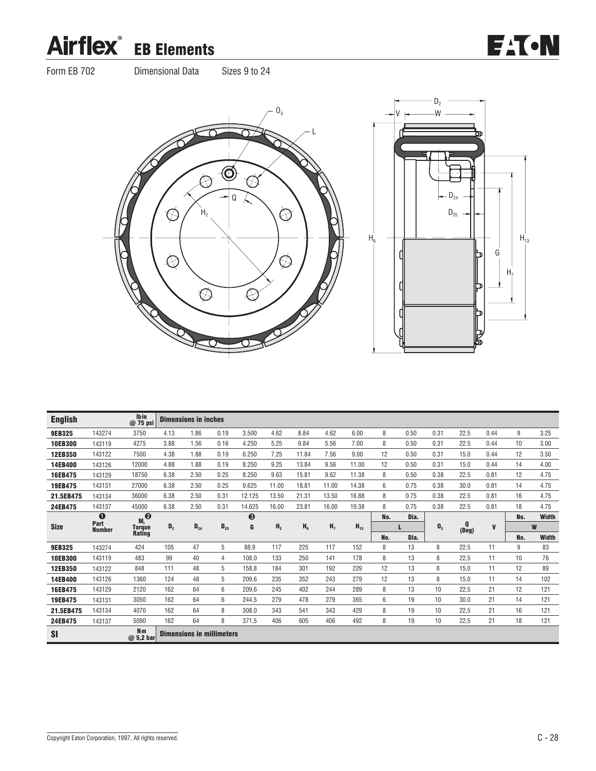# Airflex® EB Elements

Form EB 702 Dimensional Data Sizes 9 to 24

$O_3$

L

Q

$H_2$

$D_2$

V

W

$D_{24}$

$D_{25}$

$H_6$

$H_{13}$

G

$H_7$

| Size | ❶ Part Number | ❷ $M_r$ Torque Rating | $D_2$ | $D_{24}$ | $D_{25}$ | ❸ G | $H_2$ | $H_6$ | $H_7$ | $H_{13}$ | L No. | L Dia. | $O_3$ | Q (Deg) | V | W No. | W Width |
|---|---|---|---|---|---|---|---|---|---|---|---|---|---|---|---|---|---|
| **English** | | lb·in @ 75 psi | Dimensions in inches | | | | | | | | | | | | | | |
| **9EB325** | 143274 | 3750 | 4.13 | 1.86 | 0.19 | 3.500 | 4.62 | 8.84 | 4.62 | 6.00 | 8 | 0.50 | 0.31 | 22.5 | 0.44 | 9 | 3.25 |
| **10EB300** | 143119 | 4275 | 3.88 | 1.56 | 0.16 | 4.250 | 5.25 | 9.84 | 5.56 | 7.00 | 8 | 0.50 | 0.31 | 22.5 | 0.44 | 10 | 3.00 |
| **12EB350** | 143122 | 7500 | 4.38 | 1.88 | 0.19 | 6.250 | 7.25 | 11.84 | 7.56 | 9.00 | 12 | 0.50 | 0.31 | 15.0 | 0.44 | 12 | 3.50 |
| **14EB400** | 143126 | 12000 | 4.88 | 1.88 | 0.19 | 8.250 | 9.25 | 13.84 | 9.56 | 11.00 | 12 | 0.50 | 0.31 | 15.0 | 0.44 | 14 | 4.00 |
| **16EB475** | 143129 | 18750 | 6.38 | 2.50 | 0.25 | 8.250 | 9.63 | 15.81 | 9.62 | 11.38 | 8 | 0.50 | 0.38 | 22.5 | 0.81 | 12 | 4.75 |
| **19EB475** | 143131 | 27000 | 6.38 | 2.50 | 0.25 | 9.625 | 11.00 | 18.81 | 11.00 | 14.38 | 6 | 0.75 | 0.38 | 30.0 | 0.81 | 14 | 4.75 |
| **21.5EB475** | 143134 | 36000 | 6.38 | 2.50 | 0.31 | 12.125 | 13.50 | 21.31 | 13.50 | 16.88 | 8 | 0.75 | 0.38 | 22.5 | 0.81 | 16 | 4.75 |
| **24EB475** | 143137 | 45000 | 6.38 | 2.50 | 0.31 | 14.625 | 16.00 | 23.81 | 16.00 | 19.38 | 8 | 0.75 | 0.38 | 22.5 | 0.81 | 18 | 4.75 |
| **9EB325** | 143274 | 424 | 105 | 47 | 5 | 88,9 | 117 | 225 | 117 | 152 | 8 | 13 | 8 | 22,5 | 11 | 9 | 83 |
| **10EB300** | 143119 | 483 | 99 | 40 | 4 | 108,0 | 133 | 250 | 141 | 178 | 8 | 13 | 8 | 22,5 | 11 | 10 | 76 |
| **12EB350** | 143122 | 848 | 111 | 48 | 5 | 158,8 | 184 | 301 | 192 | 229 | 12 | 13 | 8 | 15,0 | 11 | 12 | 89 |
| **14EB400** | 143126 | 1360 | 124 | 48 | 5 | 209,6 | 235 | 352 | 243 | 279 | 12 | 13 | 8 | 15,0 | 11 | 14 | 102 |
| **16EB475** | 143129 | 2120 | 162 | 64 | 6 | 209,6 | 245 | 402 | 244 | 289 | 8 | 13 | 10 | 22,5 | 21 | 12 | 121 |
| **19EB475** | 143131 | 3050 | 162 | 64 | 6 | 244,5 | 279 | 478 | 279 | 365 | 6 | 19 | 10 | 30,0 | 21 | 14 | 121 |
| **21.5EB475** | 143134 | 4070 | 162 | 64 | 8 | 308,0 | 343 | 541 | 343 | 429 | 8 | 19 | 10 | 22,5 | 21 | 16 | 121 |
| **24EB475** | 143137 | 5090 | 162 | 64 | 8 | 371,5 | 406 | 605 | 406 | 492 | 8 | 19 | 10 | 22,5 | 21 | 18 | 121 |
| **SI** | | N·m @ 5,2 bar | Dimensions in millimeters | | | | | | | | | | | | | | |

Copyright Eaton Corporation, 1997, All rights reserved.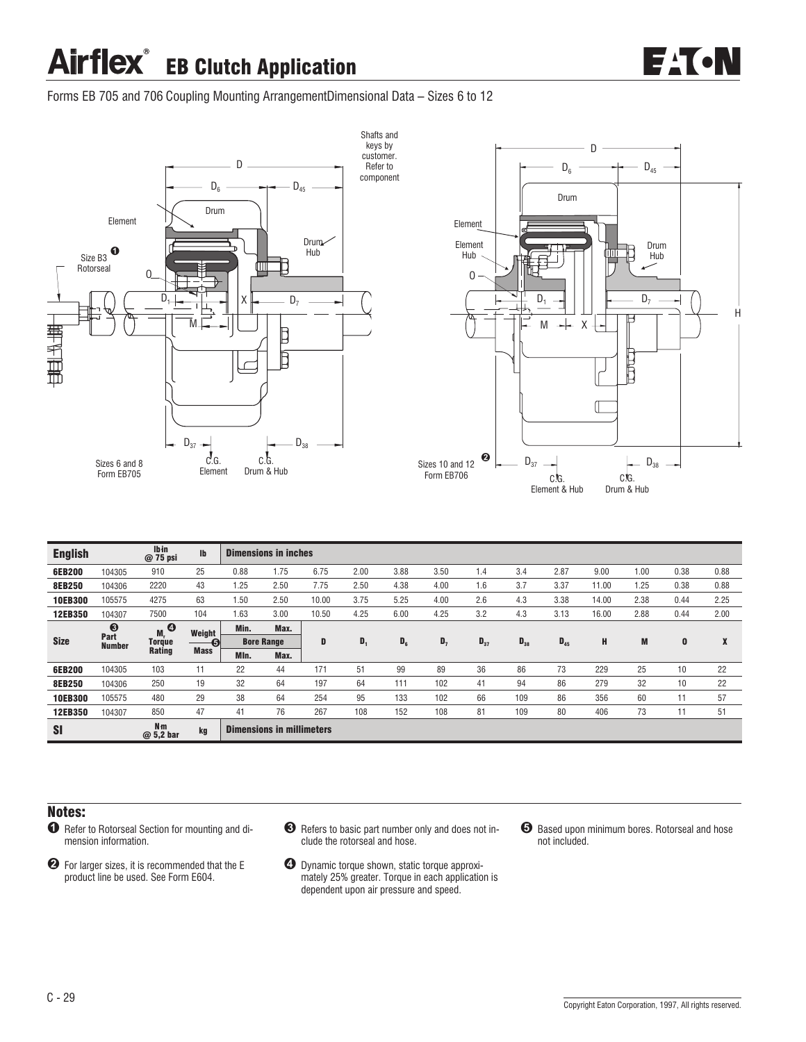# Airflex® EB Clutch Application

Forms EB 705 and 706 Coupling Mounting ArrangementDimensional Data – Sizes 6 to 12

Shafts and keys by customer. Refer to component

Element
Size B3 ❶ Rotorseal
O
$D_1$
M
X
Drum
Drum Hub
D
$D_6$
$D_{45}$
$D_7$
$D_{37}$
$D_{38}$
C.G. Element
C.G. Drum & Hub
Sizes 6 and 8 Form EB705

Element
Element Hub
Drum
Drum Hub
H
Sizes 10 and 12 ❷ Form EB706
C.G. Element & Hub
C.G. Drum & Hub

| English | | lb·in @ 75 psi | lb | Dimensions in inches | | | | | | | | | | | | |
|---|---|---|---|---|---|---|---|---|---|---|---|---|---|---|---|---|
| 6EB200 | 104305 | 910 | 25 | 0.88 | 1.75 | 6.75 | 2.00 | 3.88 | 3.50 | 1.4 | 3.4 | 2.87 | 9.00 | 1.00 | 0.38 | 0.88 |
| 8EB250 | 104306 | 2220 | 43 | 1.25 | 2.50 | 7.75 | 2.50 | 4.38 | 4.00 | 1.6 | 3.7 | 3.37 | 11.00 | 1.25 | 0.38 | 0.88 |
| 10EB300 | 105575 | 4275 | 63 | 1.50 | 2.50 | 10.00 | 3.75 | 5.25 | 4.00 | 2.6 | 4.3 | 3.38 | 14.00 | 2.38 | 0.44 | 2.25 |
| 12EB350 | 104307 | 7500 | 104 | 1.63 | 3.00 | 10.50 | 4.25 | 6.00 | 4.25 | 3.2 | 4.3 | 3.13 | 16.00 | 2.88 | 0.44 | 2.00 |
| Size | ❸ Part Number | $M_r$ ❹ Torque Rating | Weight ❺ Mass | Bore Range Min. | Bore Range Max. | D | $D_1$ | $D_6$ | $D_7$ | $D_{37}$ | $D_{38}$ | $D_{45}$ | H | M | O | X |
| 6EB200 | 104305 | 103 | 11 | 22 | 44 | 171 | 51 | 99 | 89 | 36 | 86 | 73 | 229 | 25 | 10 | 22 |
| 8EB250 | 104306 | 250 | 19 | 32 | 64 | 197 | 64 | 111 | 102 | 41 | 94 | 86 | 279 | 32 | 10 | 22 |
| 10EB300 | 105575 | 480 | 29 | 38 | 64 | 254 | 95 | 133 | 102 | 66 | 109 | 86 | 356 | 60 | 11 | 57 |
| 12EB350 | 104307 | 850 | 47 | 41 | 76 | 267 | 108 | 152 | 108 | 81 | 109 | 80 | 406 | 73 | 11 | 51 |
| SI | | N·m @ 5,2 bar | kg | Dimensions in millimeters | | | | | | | | | | | | |

## Notes:

❶ Refer to Rotorseal Section for mounting and dimension information.

❷ For larger sizes, it is recommended that the E product line be used. See Form E604.

❸ Refers to basic part number only and does not include the rotorseal and hose.

❹ Dynamic torque shown, static torque approximately 25% greater. Torque in each application is dependent upon air pressure and speed.

❺ Based upon minimum bores. Rotorseal and hose not included.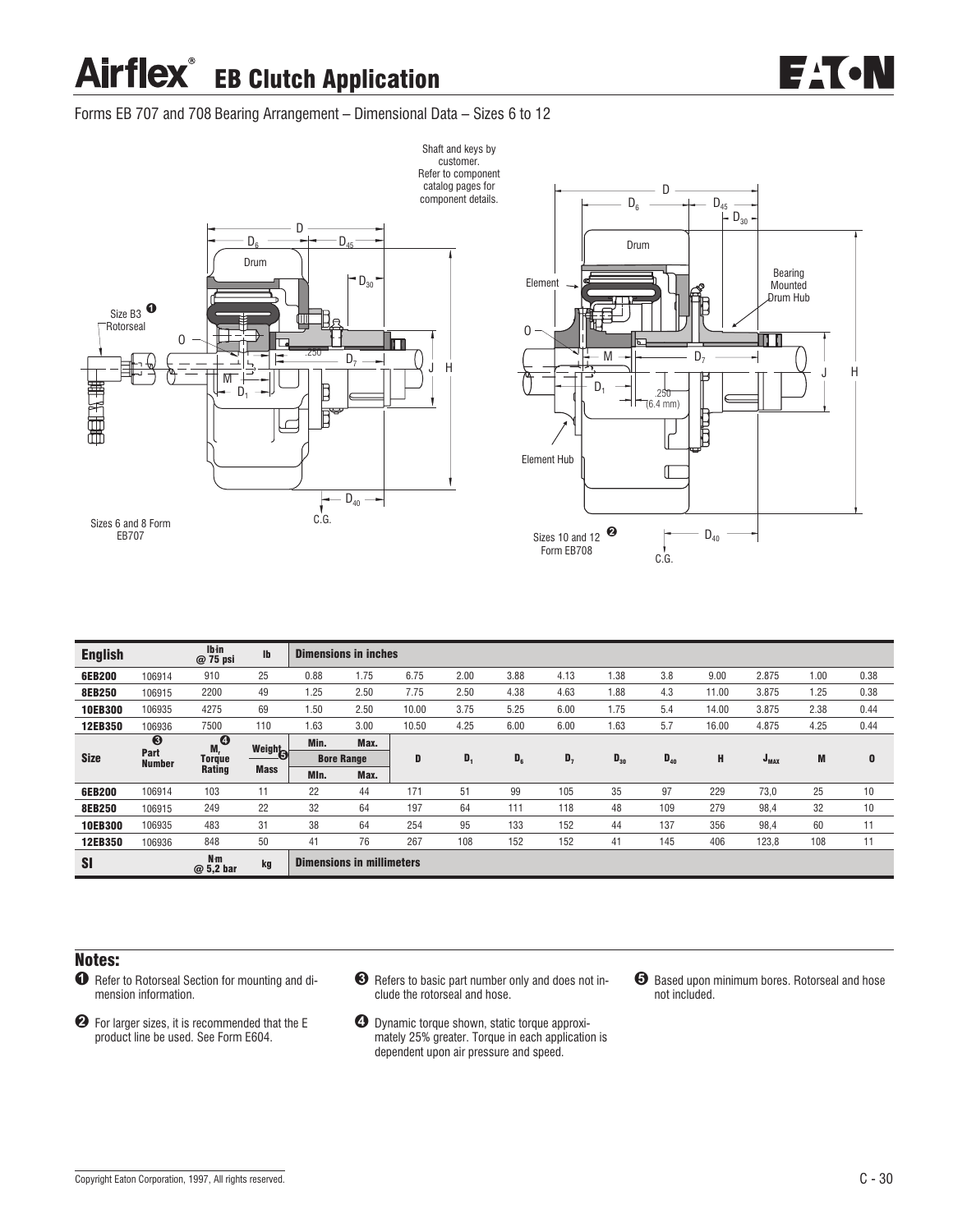# Airflex® EB Clutch Application

Forms EB 707 and 708 Bearing Arrangement – Dimensional Data – Sizes 6 to 12

Shaft and keys by customer. Refer to component catalog pages for component details.

Size B3 ❶ Rotorseal

Drum

D, $D_6$, $D_{45}$, $D_{30}$, $D_7$, $D_1$, M, O, J, H, $D_{40}$, C.G., .250

Sizes 6 and 8 Form EB707

Element

Bearing Mounted Drum Hub

Element Hub

.250 (6.4 mm)

Sizes 10 and 12 ❷ Form EB708

| English | | lb in @ 75 psi | lb | Dimensions in inches | | | | | | | | | | | |
|---|---|---|---|---|---|---|---|---|---|---|---|---|---|---|---|
| 6EB200 | 106914 | 910 | 25 | 0.88 | 1.75 | 6.75 | 2.00 | 3.88 | 4.13 | 1.38 | 3.8 | 9.00 | 2.875 | 1.00 | 0.38 |
| 8EB250 | 106915 | 2200 | 49 | 1.25 | 2.50 | 7.75 | 2.50 | 4.38 | 4.63 | 1.88 | 4.3 | 11.00 | 3.875 | 1.25 | 0.38 |
| 10EB300 | 106935 | 4275 | 69 | 1.50 | 2.50 | 10.00 | 3.75 | 5.25 | 6.00 | 1.75 | 5.4 | 14.00 | 3.875 | 2.38 | 0.44 |
| 12EB350 | 106936 | 7500 | 110 | 1.63 | 3.00 | 10.50 | 4.25 | 6.00 | 6.00 | 1.63 | 5.7 | 16.00 | 4.875 | 4.25 | 0.44 |
| Size | ❸ Part Number | ❹ $M_r$ Torque Rating | Weight❺ / Mass | Bore Range Min. | Bore Range Max. | D | $D_1$ | $D_6$ | $D_7$ | $D_{30}$ | $D_{40}$ | H | $J_{MAX}$ | M | O |
| 6EB200 | 106914 | 103 | 11 | 22 | 44 | 171 | 51 | 99 | 105 | 35 | 97 | 229 | 73,0 | 25 | 10 |
| 8EB250 | 106915 | 249 | 22 | 32 | 64 | 197 | 64 | 111 | 118 | 48 | 109 | 279 | 98,4 | 32 | 10 |
| 10EB300 | 106935 | 483 | 31 | 38 | 64 | 254 | 95 | 133 | 152 | 44 | 137 | 356 | 98,4 | 60 | 11 |
| 12EB350 | 106936 | 848 | 50 | 41 | 76 | 267 | 108 | 152 | 152 | 41 | 145 | 406 | 123,8 | 108 | 11 |
| SI | | N m @ 5,2 bar | kg | Dimensions in millimeters | | | | | | | | | | | |

## Notes:

❶ Refer to Rotorseal Section for mounting and dimension information.

❷ For larger sizes, it is recommended that the E product line be used. See Form E604.

❸ Refers to basic part number only and does not include the rotorseal and hose.

❹ Dynamic torque shown, static torque approximately 25% greater. Torque in each application is dependent upon air pressure and speed.

❺ Based upon minimum bores. Rotorseal and hose not included.

Copyright Eaton Corporation, 1997, All rights reserved.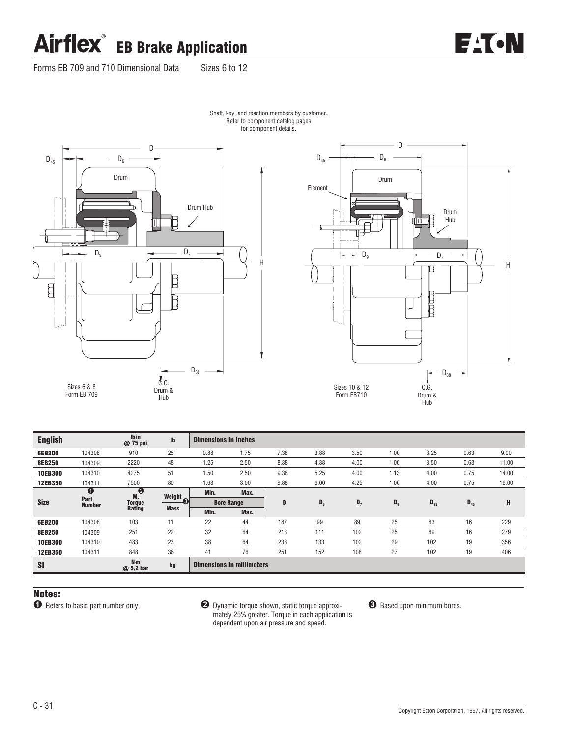# Airflex® EB Brake Application

Forms EB 709 and 710 Dimensional Data    Sizes 6 to 12

Shaft, key, and reaction members by customer. Refer to component catalog pages for component details.

Sizes 6 & 8 Form EB 709

Sizes 10 & 12 Form EB710

C.G. Drum & Hub

| English | | lb·in @ 75 psi | lb | Dimensions in inches | | | | | | | | |
|---|---|---|---|---|---|---|---|---|---|---|---|---|
| 6EB200 | 104308 | 910 | 25 | 0.88 | 1.75 | 7.38 | 3.88 | 3.50 | 1.00 | 3.25 | 0.63 | 9.00 |
| 8EB250 | 104309 | 2220 | 48 | 1.25 | 2.50 | 8.38 | 4.38 | 4.00 | 1.00 | 3.50 | 0.63 | 11.00 |
| 10EB300 | 104310 | 4275 | 51 | 1.50 | 2.50 | 9.38 | 5.25 | 4.00 | 1.13 | 4.00 | 0.75 | 14.00 |
| 12EB350 | 104311 | 7500 | 80 | 1.63 | 3.00 | 9.88 | 6.00 | 4.25 | 1.06 | 4.00 | 0.75 | 16.00 |
| Size | ❶ Part Number | ❷ $M_r$ Torque Rating | Weight ❸ / Mass | Min. / Bore Range / Min. | Max. / Bore Range / Max. | D | $D_6$ | $D_7$ | $D_9$ | $D_{38}$ | $D_{45}$ | H |
| 6EB200 | 104308 | 103 | 11 | 22 | 44 | 187 | 99 | 89 | 25 | 83 | 16 | 229 |
| 8EB250 | 104309 | 251 | 22 | 32 | 64 | 213 | 111 | 102 | 25 | 89 | 16 | 279 |
| 10EB300 | 104310 | 483 | 23 | 38 | 64 | 238 | 133 | 102 | 29 | 102 | 19 | 356 |
| 12EB350 | 104311 | 848 | 36 | 41 | 76 | 251 | 152 | 108 | 27 | 102 | 19 | 406 |
| SI | | N·m @ 5,2 bar | kg | Dimensions in millimeters | | | | | | | | |

## Notes:

❶ Refers to basic part number only.

❷ Dynamic torque shown, static torque approximately 25% greater. Torque in each application is dependent upon air pressure and speed.

❸ Based upon minimum bores.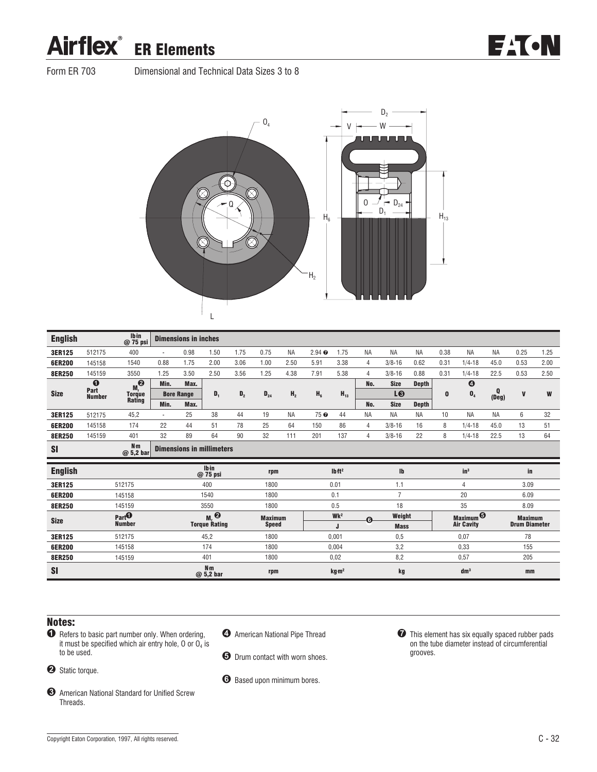# Airflex® ER Elements

Form ER 703 Dimensional and Technical Data Sizes 3 to 8

| Size | Part Number ❶ | $M_r$ Torque Rating ❷ | Bore Range Min. | Bore Range Max. | $D_1$ | $D_2$ | $D_{24}$ | $H_2$ | $H_6$ | $H_{13}$ | L ❸ No. | L ❸ Size | L ❸ Depth | O | $O_4$ ❹ | Q (Deg) | V | W |
|---|---|---|---|---|---|---|---|---|---|---|---|---|---|---|---|---|---|---|
| **English** | | lb·in @ 75 psi | Dimensions in inches | | | | | | | | | | | | | | | |
| 3ER125 | 512175 | 400 | - | 0.98 | 1.50 | 1.75 | 0.75 | NA | 2.94 ❼ | 1.75 | NA | NA | NA | 0.38 | NA | NA | 0.25 | 1.25 |
| 6ER200 | 145158 | 1540 | 0.88 | 1.75 | 2.00 | 3.06 | 1.00 | 2.50 | 5.91 | 3.38 | 4 | 3/8-16 | 0.62 | 0.31 | 1/4-18 | 45.0 | 0.53 | 2.00 |
| 8ER250 | 145159 | 3550 | 1.25 | 3.50 | 2.50 | 3.56 | 1.25 | 4.38 | 7.91 | 5.38 | 4 | 3/8-16 | 0.88 | 0.31 | 1/4-18 | 22.5 | 0.53 | 2.50 |
| 3ER125 | 512175 | 45,2 | - | 25 | 38 | 44 | 19 | NA | 75 ❼ | 44 | NA | NA | NA | 10 | NA | NA | 6 | 32 |
| 6ER200 | 145158 | 174 | 22 | 44 | 51 | 78 | 25 | 64 | 150 | 86 | 4 | 3/8-16 | 16 | 8 | 1/4-18 | 45.0 | 13 | 51 |
| 8ER250 | 145159 | 401 | 32 | 89 | 64 | 90 | 32 | 111 | 201 | 137 | 4 | 3/8-16 | 22 | 8 | 1/4-18 | 22.5 | 13 | 64 |
| **SI** | | N·m @ 5,2 bar | Dimensions in millimeters | | | | | | | | | | | | | | | |

| Size | Part Number ❶ | $M_r$ Torque Rating ❷ | Maximum Speed | $Wk^2$ / J ❻ | Weight / Mass | Maximum Air Cavity ❺ | Maximum Drum Diameter |
|---|---|---|---|---|---|---|---|
| **English** | | lb·in @ 75 psi | rpm | lb·ft² | lb | in³ | in |
| 3ER125 | 512175 | 400 | 1800 | 0.01 | 1.1 | 4 | 3.09 |
| 6ER200 | 145158 | 1540 | 1800 | 0.1 | 7 | 20 | 6.09 |
| 8ER250 | 145159 | 3550 | 1800 | 0.5 | 18 | 35 | 8.09 |
| 3ER125 | 512175 | 45,2 | 1800 | 0,001 | 0,5 | 0,07 | 78 |
| 6ER200 | 145158 | 174 | 1800 | 0,004 | 3,2 | 0,33 | 155 |
| 8ER250 | 145159 | 401 | 1800 | 0,02 | 8,2 | 0,57 | 205 |
| **SI** | | N·m @ 5,2 bar | rpm | kg·m² | kg | dm³ | mm |

## Notes:

❶ Refers to basic part number only. When ordering, it must be specified which air entry hole, O or $O_4$ is to be used.

❷ Static torque.

❸ American National Standard for Unified Screw Threads.

❹ American National Pipe Thread

❺ Drum contact with worn shoes.

❻ Based upon minimum bores.

❼ This element has six equally spaced rubber pads on the tube diameter instead of circumferential grooves.

Copyright Eaton Corporation, 1997, All rights reserved.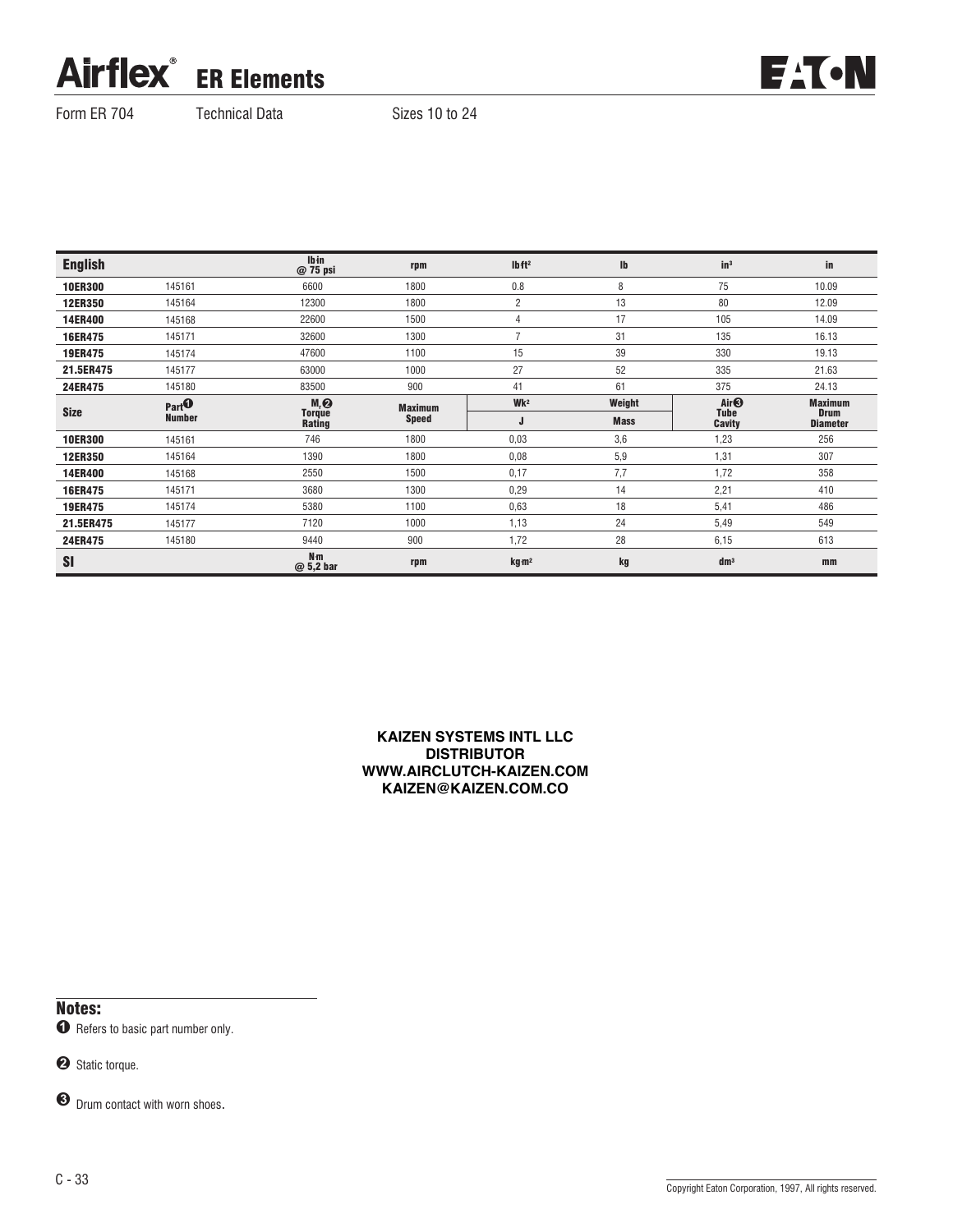# Airflex® ER Elements

Form ER 704 Technical Data Sizes 10 to 24

| English | | lb·in @ 75 psi | rpm | lb·ft² | lb | in³ | in |
|---|---|---|---|---|---|---|---|
| **10ER300** | 145161 | 6600 | 1800 | 0.8 | 8 | 75 | 10.09 |
| **12ER350** | 145164 | 12300 | 1800 | 2 | 13 | 80 | 12.09 |
| **14ER400** | 145168 | 22600 | 1500 | 4 | 17 | 105 | 14.09 |
| **16ER475** | 145171 | 32600 | 1300 | 7 | 31 | 135 | 16.13 |
| **19ER475** | 145174 | 47600 | 1100 | 15 | 39 | 330 | 19.13 |
| **21.5ER475** | 145177 | 63000 | 1000 | 27 | 52 | 335 | 21.63 |
| **24ER475** | 145180 | 83500 | 900 | 41 | 61 | 375 | 24.13 |
| **Size** | **Part ❶ Number** | **$M_r$ ❷ Torque Rating** | **Maximum Speed** | **Wk² / J** | **Weight / Mass** | **Air ❸ Tube Cavity** | **Maximum Drum Diameter** |
| **10ER300** | 145161 | 746 | 1800 | 0,03 | 3,6 | 1,23 | 256 |
| **12ER350** | 145164 | 1390 | 1800 | 0,08 | 5,9 | 1,31 | 307 |
| **14ER400** | 145168 | 2550 | 1500 | 0,17 | 7,7 | 1,72 | 358 |
| **16ER475** | 145171 | 3680 | 1300 | 0,29 | 14 | 2,21 | 410 |
| **19ER475** | 145174 | 5380 | 1100 | 0,63 | 18 | 5,41 | 486 |
| **21.5ER475** | 145177 | 7120 | 1000 | 1,13 | 24 | 5,49 | 549 |
| **24ER475** | 145180 | 9440 | 900 | 1,72 | 28 | 6,15 | 613 |
| **SI** | | N·m @ 5,2 bar | rpm | kg·m² | kg | dm³ | mm |

**KAIZEN SYSTEMS INTL LLC**
**DISTRIBUTOR**
**WWW.AIRCLUTCH-KAIZEN.COM**
**KAIZEN@KAIZEN.COM.CO**

## Notes:

❶ Refers to basic part number only.

❷ Static torque.

❸ Drum contact with worn shoes.

Copyright Eaton Corporation, 1997, All rights reserved.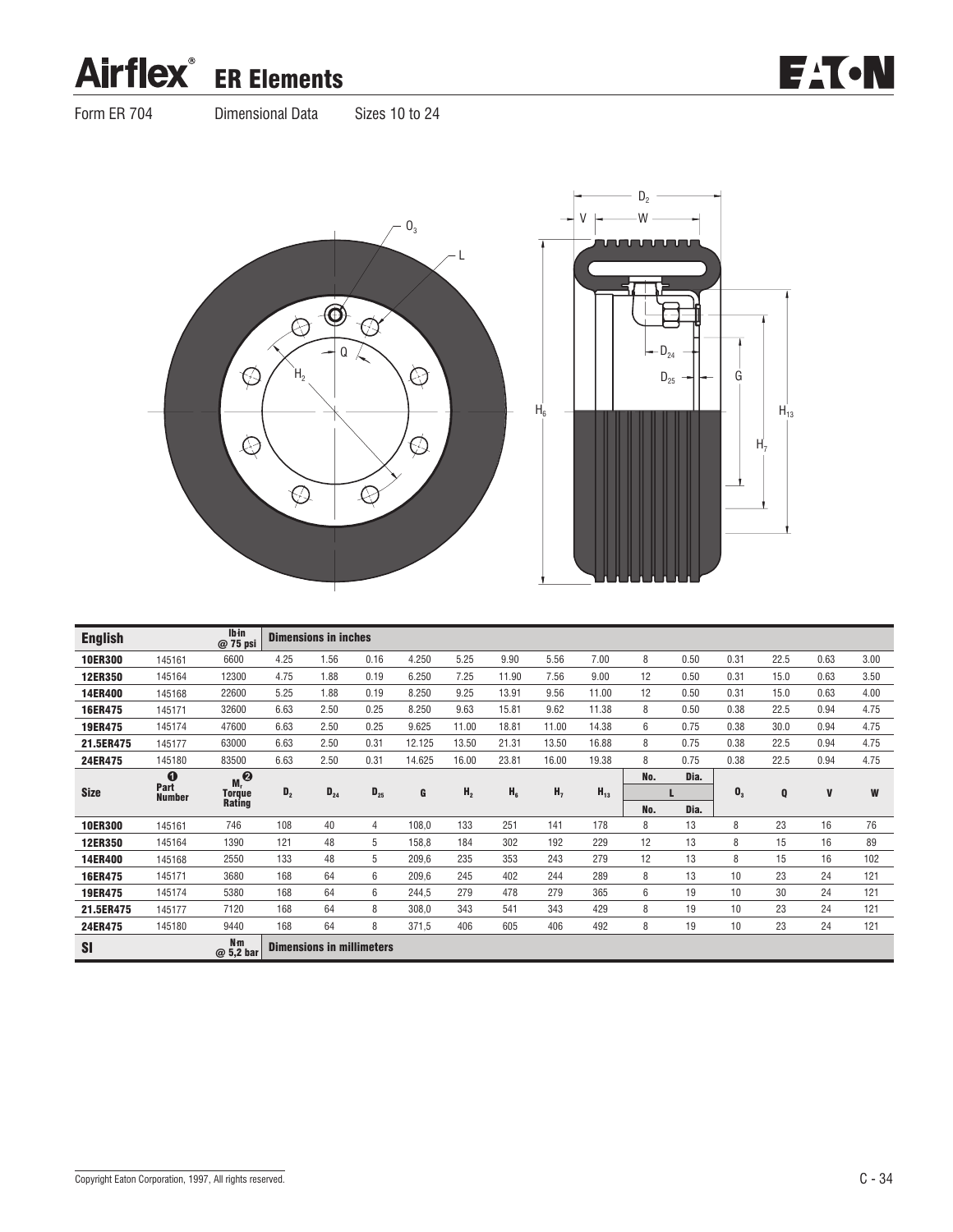# Airflex® ER Elements

Form ER 704 Dimensional Data Sizes 10 to 24

| English | | lb in @ 75 psi | Dimensions in inches | | | | | | | | | | | | | |
|---|---|---|---|---|---|---|---|---|---|---|---|---|---|---|---|---|
| 10ER300 | 145161 | 6600 | 4.25 | 1.56 | 0.16 | 4.250 | 5.25 | 9.90 | 5.56 | 7.00 | 8 | 0.50 | 0.31 | 22.5 | 0.63 | 3.00 |
| 12ER350 | 145164 | 12300 | 4.75 | 1.88 | 0.19 | 6.250 | 7.25 | 11.90 | 7.56 | 9.00 | 12 | 0.50 | 0.31 | 15.0 | 0.63 | 3.50 |
| 14ER400 | 145168 | 22600 | 5.25 | 1.88 | 0.19 | 8.250 | 9.25 | 13.91 | 9.56 | 11.00 | 12 | 0.50 | 0.31 | 15.0 | 0.63 | 4.00 |
| 16ER475 | 145171 | 32600 | 6.63 | 2.50 | 0.25 | 8.250 | 9.63 | 15.81 | 9.62 | 11.38 | 8 | 0.50 | 0.38 | 22.5 | 0.94 | 4.75 |
| 19ER475 | 145174 | 47600 | 6.63 | 2.50 | 0.25 | 9.625 | 11.00 | 18.81 | 11.00 | 14.38 | 6 | 0.75 | 0.38 | 30.0 | 0.94 | 4.75 |
| 21.5ER475 | 145177 | 63000 | 6.63 | 2.50 | 0.31 | 12.125 | 13.50 | 21.31 | 13.50 | 16.88 | 8 | 0.75 | 0.38 | 22.5 | 0.94 | 4.75 |
| 24ER475 | 145180 | 83500 | 6.63 | 2.50 | 0.31 | 14.625 | 16.00 | 23.81 | 16.00 | 19.38 | 8 | 0.75 | 0.38 | 22.5 | 0.94 | 4.75 |
| Size | ❶ Part Number | ❷ $M_r$ Torque Rating | $D_2$ | $D_{24}$ | $D_{25}$ | G | $H_2$ | $H_6$ | $H_7$ | $H_{13}$ | L No. | L Dia. | $O_3$ | Q | V | W |
| 10ER300 | 145161 | 746 | 108 | 40 | 4 | 108,0 | 133 | 251 | 141 | 178 | 8 | 13 | 8 | 23 | 16 | 76 |
| 12ER350 | 145164 | 1390 | 121 | 48 | 5 | 158,8 | 184 | 302 | 192 | 229 | 12 | 13 | 8 | 15 | 16 | 89 |
| 14ER400 | 145168 | 2550 | 133 | 48 | 5 | 209,6 | 235 | 353 | 243 | 279 | 12 | 13 | 8 | 15 | 16 | 102 |
| 16ER475 | 145171 | 3680 | 168 | 64 | 6 | 209,6 | 245 | 402 | 244 | 289 | 8 | 13 | 10 | 23 | 24 | 121 |
| 19ER475 | 145174 | 5380 | 168 | 64 | 6 | 244,5 | 279 | 478 | 279 | 365 | 6 | 19 | 10 | 30 | 24 | 121 |
| 21.5ER475 | 145177 | 7120 | 168 | 64 | 8 | 308,0 | 343 | 541 | 343 | 429 | 8 | 19 | 10 | 23 | 24 | 121 |
| 24ER475 | 145180 | 9440 | 168 | 64 | 8 | 371,5 | 406 | 605 | 406 | 492 | 8 | 19 | 10 | 23 | 24 | 121 |
| SI | | Nm @ 5,2 bar | Dimensions in millimeters | | | | | | | | | | | | | |

Copyright Eaton Corporation, 1997, All rights reserved.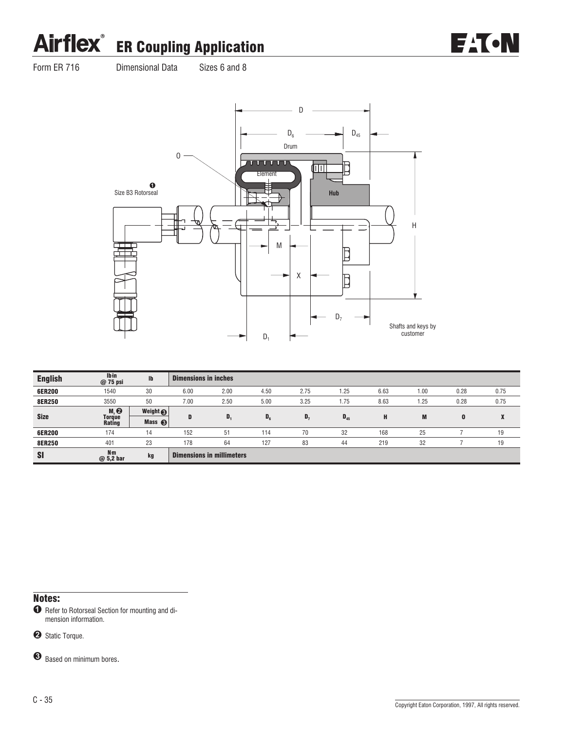# Airflex® ER Coupling Application

Form ER 716 Dimensional Data Sizes 6 and 8

D

$D_6$

$D_{45}$

Drum

O

Element

❶ Size B3 Rotorseal

Hub

H

M

X

$D_7$

$D_1$

Shafts and keys by customer

| English | lb·in @ 75 psi | lb | Dimensions in inches | | | | | | | | |
|---|---|---|---|---|---|---|---|---|---|---|---|
| 6ER200 | 1540 | 30 | 6.00 | 2.00 | 4.50 | 2.75 | 1.25 | 6.63 | 1.00 | 0.28 | 0.75 |
| 8ER250 | 3550 | 50 | 7.00 | 2.50 | 5.00 | 3.25 | 1.75 | 8.63 | 1.25 | 0.28 | 0.75 |
| Size | $M_r$ ❷ Torque Rating | Weight ❸ / Mass ❸ | D | $D_1$ | $D_6$ | $D_7$ | $D_{45}$ | H | M | O | X |
| 6ER200 | 174 | 14 | 152 | 51 | 114 | 70 | 32 | 168 | 25 | 7 | 19 |
| 8ER250 | 401 | 23 | 178 | 64 | 127 | 83 | 44 | 219 | 32 | 7 | 19 |
| SI | N·m @ 5,2 bar | kg | Dimensions in millimeters | | | | | | | | |

## Notes:

❶ Refer to Rotorseal Section for mounting and dimension information.

❷ Static Torque.

❸ Based on minimum bores.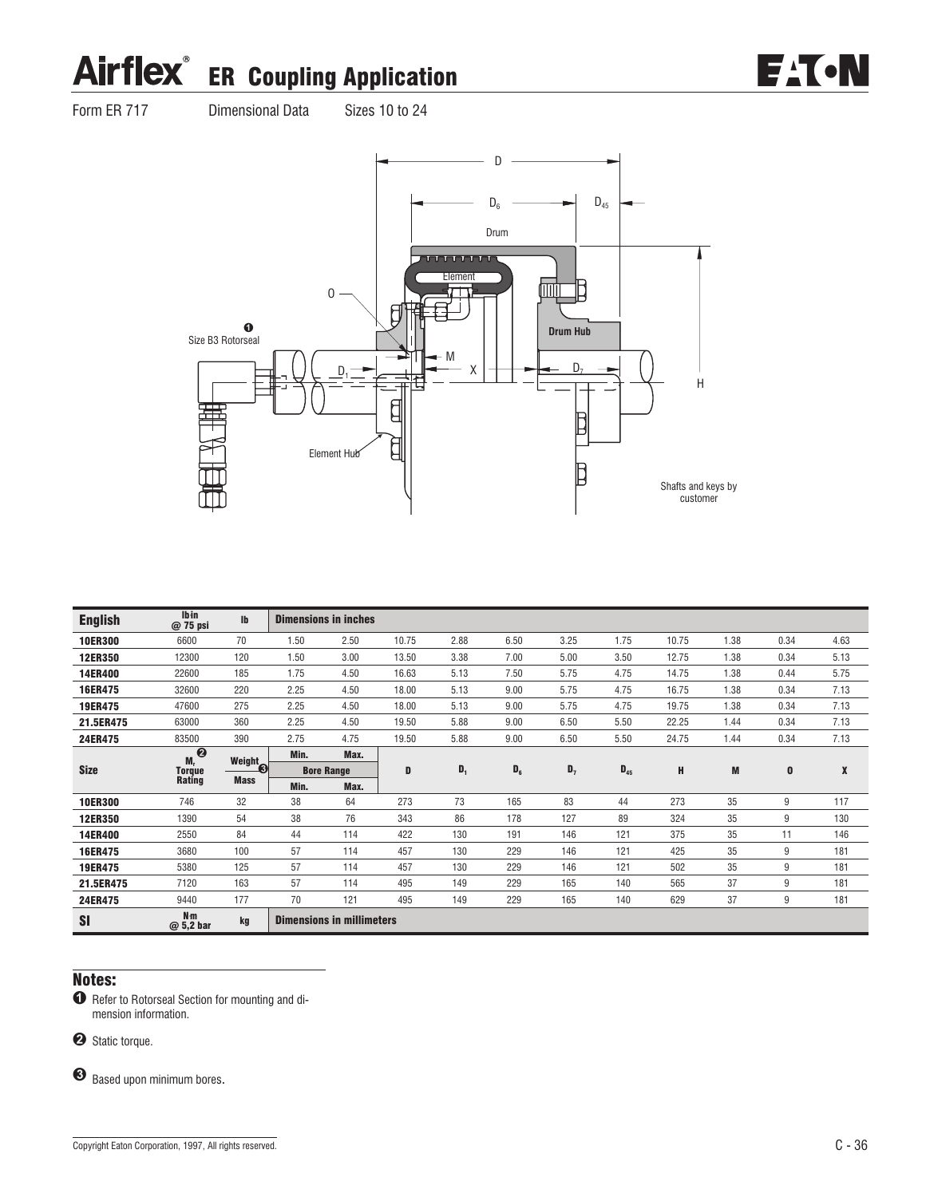# Airflex® ER Coupling Application

Form ER 717 Dimensional Data Sizes 10 to 24

D

$D_6$

$D_{45}$

Drum

Element

O

❶ Size B3 Rotorseal

Drum Hub

M

$D_1$

X

$D_7$

H

Element Hub

Shafts and keys by customer

| English | lb in @ 75 psi | lb | Dimensions in inches | | | | | | | | | | |
|---|---|---|---|---|---|---|---|---|---|---|---|---|---|
| 10ER300 | 6600 | 70 | 1.50 | 2.50 | 10.75 | 2.88 | 6.50 | 3.25 | 1.75 | 10.75 | 1.38 | 0.34 | 4.63 |
| 12ER350 | 12300 | 120 | 1.50 | 3.00 | 13.50 | 3.38 | 7.00 | 5.00 | 3.50 | 12.75 | 1.38 | 0.34 | 5.13 |
| 14ER400 | 22600 | 185 | 1.75 | 4.50 | 16.63 | 5.13 | 7.50 | 5.75 | 4.75 | 14.75 | 1.38 | 0.44 | 5.75 |
| 16ER475 | 32600 | 220 | 2.25 | 4.50 | 18.00 | 5.13 | 9.00 | 5.75 | 4.75 | 16.75 | 1.38 | 0.34 | 7.13 |
| 19ER475 | 47600 | 275 | 2.25 | 4.50 | 18.00 | 5.13 | 9.00 | 5.75 | 4.75 | 19.75 | 1.38 | 0.34 | 7.13 |
| 21.5ER475 | 63000 | 360 | 2.25 | 4.50 | 19.50 | 5.88 | 9.00 | 6.50 | 5.50 | 22.25 | 1.44 | 0.34 | 7.13 |
| 24ER475 | 83500 | 390 | 2.75 | 4.75 | 19.50 | 5.88 | 9.00 | 6.50 | 5.50 | 24.75 | 1.44 | 0.34 | 7.13 |
| Size | ❷ $M_r$ Torque Rating | Weight ❸ / Mass | Min. / Bore Range / Min. | Max. / Bore Range / Max. | D | $D_1$ | $D_6$ | $D_7$ | $D_{45}$ | H | M | O | X |
| 10ER300 | 746 | 32 | 38 | 64 | 273 | 73 | 165 | 83 | 44 | 273 | 35 | 9 | 117 |
| 12ER350 | 1390 | 54 | 38 | 76 | 343 | 86 | 178 | 127 | 89 | 324 | 35 | 9 | 130 |
| 14ER400 | 2550 | 84 | 44 | 114 | 422 | 130 | 191 | 146 | 121 | 375 | 35 | 11 | 146 |
| 16ER475 | 3680 | 100 | 57 | 114 | 457 | 130 | 229 | 146 | 121 | 425 | 35 | 9 | 181 |
| 19ER475 | 5380 | 125 | 57 | 114 | 457 | 130 | 229 | 146 | 121 | 502 | 35 | 9 | 181 |
| 21.5ER475 | 7120 | 163 | 57 | 114 | 495 | 149 | 229 | 165 | 140 | 565 | 37 | 9 | 181 |
| 24ER475 | 9440 | 177 | 70 | 121 | 495 | 149 | 229 | 165 | 140 | 629 | 37 | 9 | 181 |
| SI | N m @ 5,2 bar | kg | Dimensions in millimeters | | | | | | | | | | |

## Notes:

❶ Refer to Rotorseal Section for mounting and dimension information.

❷ Static torque.

❸ Based upon minimum bores.

Copyright Eaton Corporation, 1997, All rights reserved.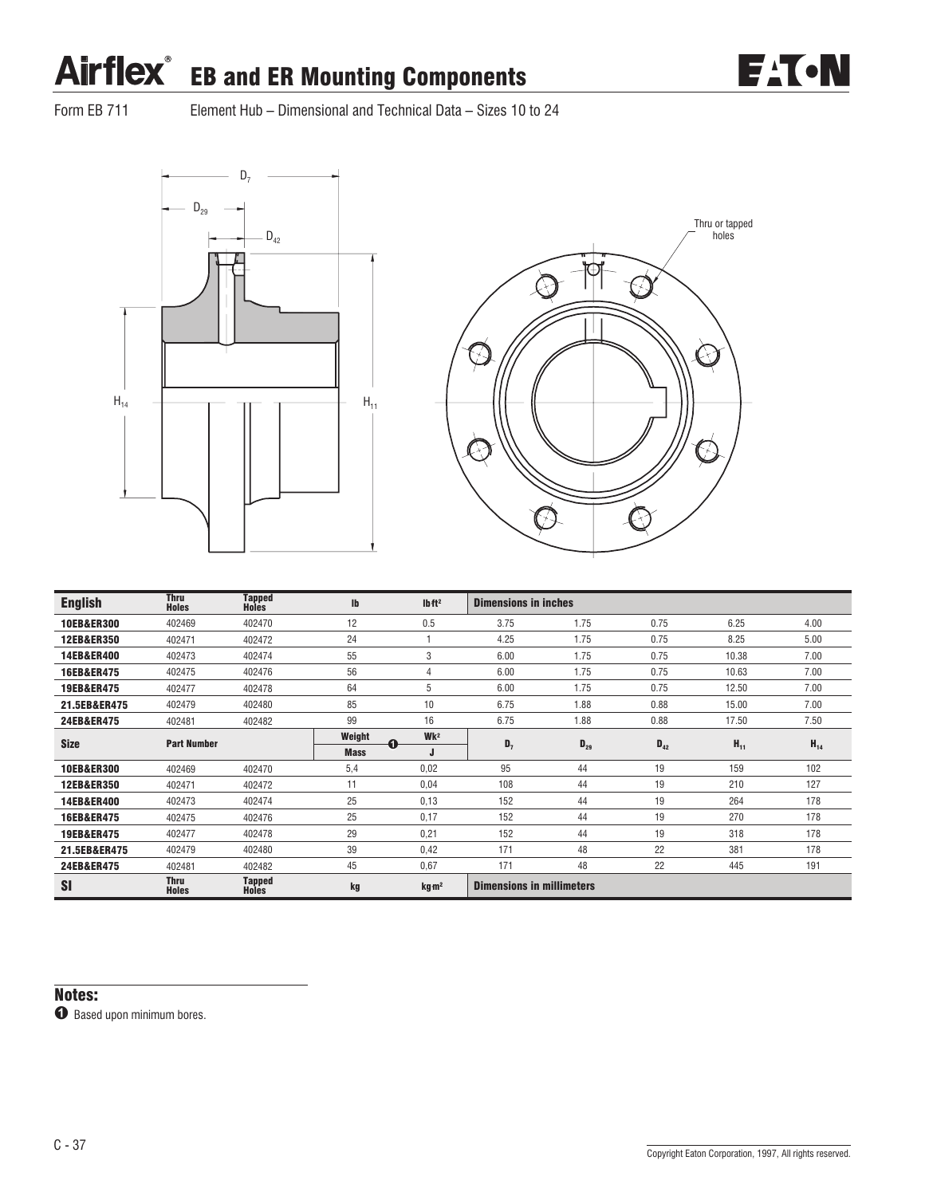# Airflex® EB and ER Mounting Components

Form EB 711 Element Hub – Dimensional and Technical Data – Sizes 10 to 24

| English | Thru Holes | Tapped Holes | lb | lb ft² | Dimensions in inches | | | | |
|---|---|---|---|---|---|---|---|---|---|
| 10EB&ER300 | 402469 | 402470 | 12 | 0.5 | 3.75 | 1.75 | 0.75 | 6.25 | 4.00 |
| 12EB&ER350 | 402471 | 402472 | 24 | 1 | 4.25 | 1.75 | 0.75 | 8.25 | 5.00 |
| 14EB&ER400 | 402473 | 402474 | 55 | 3 | 6.00 | 1.75 | 0.75 | 10.38 | 7.00 |
| 16EB&ER475 | 402475 | 402476 | 56 | 4 | 6.00 | 1.75 | 0.75 | 10.63 | 7.00 |
| 19EB&ER475 | 402477 | 402478 | 64 | 5 | 6.00 | 1.75 | 0.75 | 12.50 | 7.00 |
| 21.5EB&ER475 | 402479 | 402480 | 85 | 10 | 6.75 | 1.88 | 0.88 | 15.00 | 7.00 |
| 24EB&ER475 | 402481 | 402482 | 99 | 16 | 6.75 | 1.88 | 0.88 | 17.50 | 7.50 |
| Size | Part Number | | Weight / Mass ❶ | Wk² / J | $D_7$ | $D_{29}$ | $D_{42}$ | $H_{11}$ | $H_{14}$ |
| 10EB&ER300 | 402469 | 402470 | 5,4 | 0,02 | 95 | 44 | 19 | 159 | 102 |
| 12EB&ER350 | 402471 | 402472 | 11 | 0,04 | 108 | 44 | 19 | 210 | 127 |
| 14EB&ER400 | 402473 | 402474 | 25 | 0,13 | 152 | 44 | 19 | 264 | 178 |
| 16EB&ER475 | 402475 | 402476 | 25 | 0,17 | 152 | 44 | 19 | 270 | 178 |
| 19EB&ER475 | 402477 | 402478 | 29 | 0,21 | 152 | 44 | 19 | 318 | 178 |
| 21.5EB&ER475 | 402479 | 402480 | 39 | 0,42 | 171 | 48 | 22 | 381 | 178 |
| 24EB&ER475 | 402481 | 402482 | 45 | 0,67 | 171 | 48 | 22 | 445 | 191 |
| SI | Thru Holes | Tapped Holes | kg | kg m² | Dimensions in millimeters | | | | |

**Notes:**

❶ Based upon minimum bores.

Copyright Eaton Corporation, 1997, All rights reserved.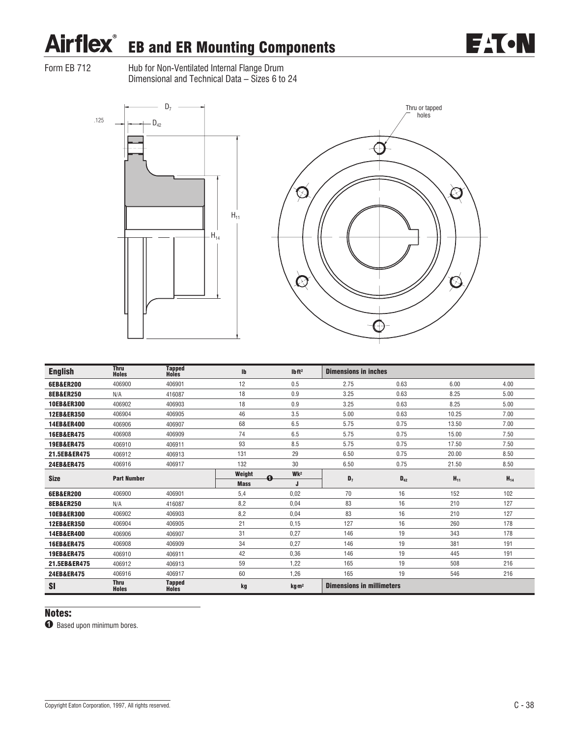# Airflex® EB and ER Mounting Components

Form EB 712

Hub for Non-Ventilated Internal Flange Drum
Dimensional and Technical Data – Sizes 6 to 24

.125

$D_7$

$D_{42}$

$H_{11}$

$H_{14}$

Thru or tapped holes

| English | Thru Holes | Tapped Holes | lb | lb·ft² | Dimensions in inches | | | |
|---|---|---|---|---|---|---|---|---|
| 6EB&ER200 | 406900 | 406901 | 12 | 0.5 | 2.75 | 0.63 | 6.00 | 4.00 |
| 8EB&ER250 | N/A | 416087 | 18 | 0.9 | 3.25 | 0.63 | 8.25 | 5.00 |
| 10EB&ER300 | 406902 | 406903 | 18 | 0.9 | 3.25 | 0.63 | 8.25 | 5.00 |
| 12EB&ER350 | 406904 | 406905 | 46 | 3.5 | 5.00 | 0.63 | 10.25 | 7.00 |
| 14EB&ER400 | 406906 | 406907 | 68 | 6.5 | 5.75 | 0.75 | 13.50 | 7.00 |
| 16EB&ER475 | 406908 | 406909 | 74 | 6.5 | 5.75 | 0.75 | 15.00 | 7.50 |
| 19EB&ER475 | 406910 | 406911 | 93 | 8.5 | 5.75 | 0.75 | 17.50 | 7.50 |
| 21.5EB&ER475 | 406912 | 406913 | 131 | 29 | 6.50 | 0.75 | 20.00 | 8.50 |
| 24EB&ER475 | 406916 | 406917 | 132 | 30 | 6.50 | 0.75 | 21.50 | 8.50 |
| Size | Part Number | | Weight / Mass ❶ | Wk² / J | $D_7$ | $D_{42}$ | $H_{11}$ | $H_{14}$ |
| 6EB&ER200 | 406900 | 406901 | 5,4 | 0,02 | 70 | 16 | 152 | 102 |
| 8EB&ER250 | N/A | 416087 | 8,2 | 0,04 | 83 | 16 | 210 | 127 |
| 10EB&ER300 | 406902 | 406903 | 8,2 | 0,04 | 83 | 16 | 210 | 127 |
| 12EB&ER350 | 406904 | 406905 | 21 | 0,15 | 127 | 16 | 260 | 178 |
| 14EB&ER400 | 406906 | 406907 | 31 | 0,27 | 146 | 19 | 343 | 178 |
| 16EB&ER475 | 406908 | 406909 | 34 | 0,27 | 146 | 19 | 381 | 191 |
| 19EB&ER475 | 406910 | 406911 | 42 | 0,36 | 146 | 19 | 445 | 191 |
| 21.5EB&ER475 | 406912 | 406913 | 59 | 1,22 | 165 | 19 | 508 | 216 |
| 24EB&ER475 | 406916 | 406917 | 60 | 1,26 | 165 | 19 | 546 | 216 |
| SI | Thru Holes | Tapped Holes | kg | kg·m² | Dimensions in millimeters | | | |

## Notes:

❶ Based upon minimum bores.

Copyright Eaton Corporation, 1997, All rights reserved.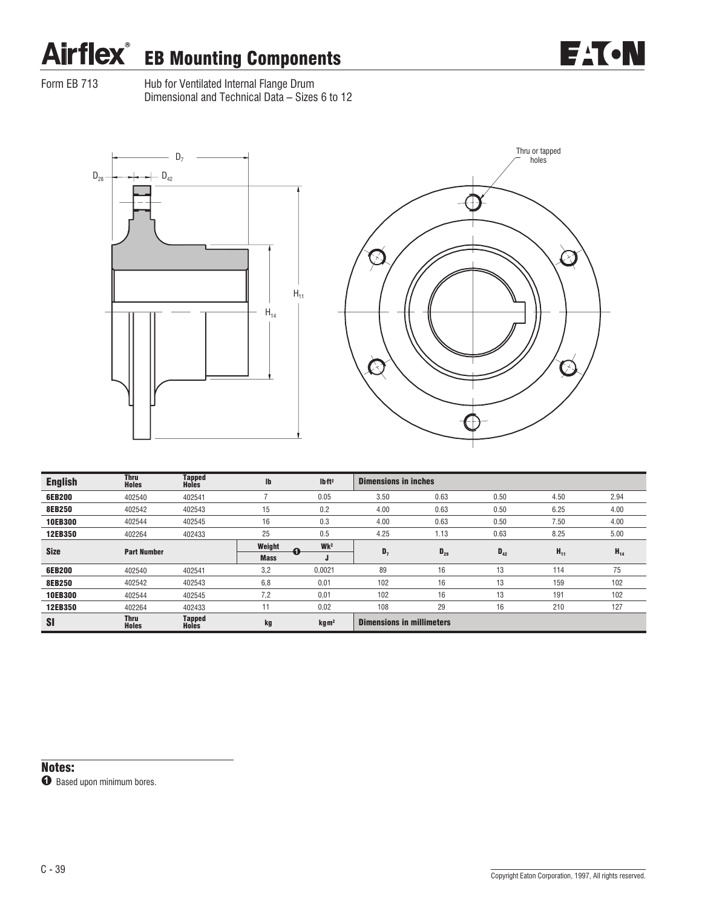# Airflex® EB Mounting Components

Form EB 713

Hub for Ventilated Internal Flange Drum
Dimensional and Technical Data – Sizes 6 to 12

$D_7$
$D_{28}$
$D_{42}$
$H_{11}$
$H_{14}$
Thru or tapped holes

| English | Thru Holes | Tapped Holes | lb | lb ft² | Dimensions in inches | | | | |
|---|---|---|---|---|---|---|---|---|---|
| 6EB200 | 402540 | 402541 | 7 | 0.05 | 3.50 | 0.63 | 0.50 | 4.50 | 2.94 |
| 8EB250 | 402542 | 402543 | 15 | 0.2 | 4.00 | 0.63 | 0.50 | 6.25 | 4.00 |
| 10EB300 | 402544 | 402545 | 16 | 0.3 | 4.00 | 0.63 | 0.50 | 7.50 | 4.00 |
| 12EB350 | 402264 | 402433 | 25 | 0.5 | 4.25 | 1.13 | 0.63 | 8.25 | 5.00 |
| Size | Part Number | | Weight ❶ / Mass | $Wk^2$ / J | $D_7$ | $D_{29}$ | $D_{42}$ | $H_{11}$ | $H_{14}$ |
| 6EB200 | 402540 | 402541 | 3,2 | 0,0021 | 89 | 16 | 13 | 114 | 75 |
| 8EB250 | 402542 | 402543 | 6,8 | 0,01 | 102 | 16 | 13 | 159 | 102 |
| 10EB300 | 402544 | 402545 | 7,2 | 0,01 | 102 | 16 | 13 | 191 | 102 |
| 12EB350 | 402264 | 402433 | 11 | 0,02 | 108 | 29 | 16 | 210 | 127 |
| SI | Thru Holes | Tapped Holes | kg | kg m² | Dimensions in millimeters | | | | |

**Notes:**

❶ Based upon minimum bores.

Copyright Eaton Corporation, 1997, All rights reserved.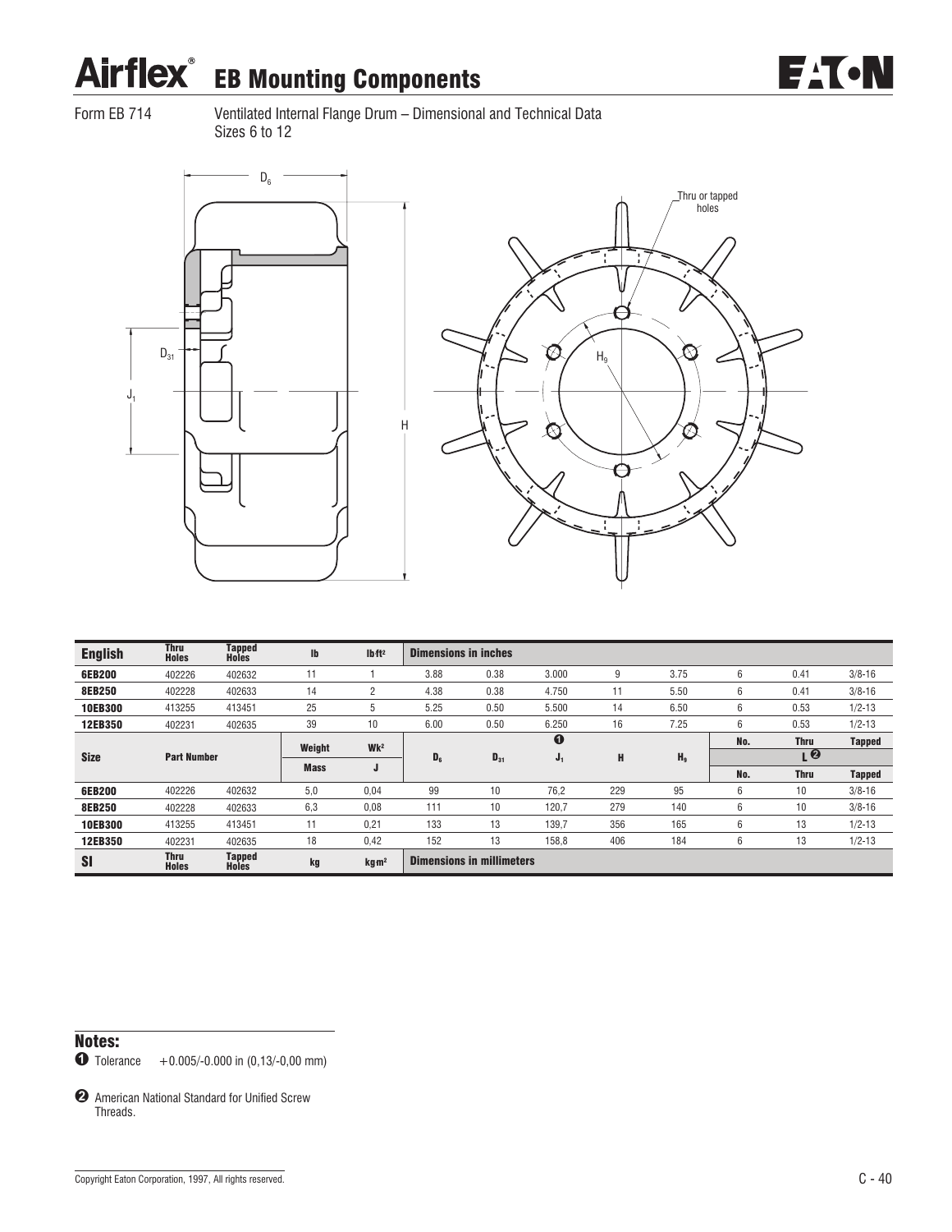# Airflex® EB Mounting Components

Form EB 714 Ventilated Internal Flange Drum – Dimensional and Technical Data
Sizes 6 to 12

D6

D31

J1

H

Thru or tapped holes

H9

| English | Thru Holes | Tapped Holes | lb | lb ft² | Dimensions in inches | | | | | | | |
|---|---|---|---|---|---|---|---|---|---|---|---|---|
| 6EB200 | 402226 | 402632 | 11 | 1 | 3.88 | 0.38 | 3.000 | 9 | 3.75 | 6 | 0.41 | 3/8-16 |
| 8EB250 | 402228 | 402633 | 14 | 2 | 4.38 | 0.38 | 4.750 | 11 | 5.50 | 6 | 0.41 | 3/8-16 |
| 10EB300 | 413255 | 413451 | 25 | 5 | 5.25 | 0.50 | 5.500 | 14 | 6.50 | 6 | 0.53 | 1/2-13 |
| 12EB350 | 402231 | 402635 | 39 | 10 | 6.00 | 0.50 | 6.250 | 16 | 7.25 | 6 | 0.53 | 1/2-13 |
| Size | Part Number | | Weight / Mass | $Wk^2$ / J | $D_6$ | $D_{31}$ | $J_1$ ❶ | H | $H_9$ | L ❷ No. | L ❷ Thru | L ❷ Tapped |
| 6EB200 | 402226 | 402632 | 5,0 | 0,04 | 99 | 10 | 76,2 | 229 | 95 | 6 | 10 | 3/8-16 |
| 8EB250 | 402228 | 402633 | 6,3 | 0,08 | 111 | 10 | 120,7 | 279 | 140 | 6 | 10 | 3/8-16 |
| 10EB300 | 413255 | 413451 | 11 | 0,21 | 133 | 13 | 139,7 | 356 | 165 | 6 | 13 | 1/2-13 |
| 12EB350 | 402231 | 402635 | 18 | 0,42 | 152 | 13 | 158,8 | 406 | 184 | 6 | 13 | 1/2-13 |
| SI | Thru Holes | Tapped Holes | kg | kgm² | Dimensions in millimeters | | | | | | | |

**Notes:**

❶ Tolerance +0.005/-0.000 in (0,13/-0,00 mm)

❷ American National Standard for Unified Screw Threads.

Copyright Eaton Corporation, 1997, All rights reserved.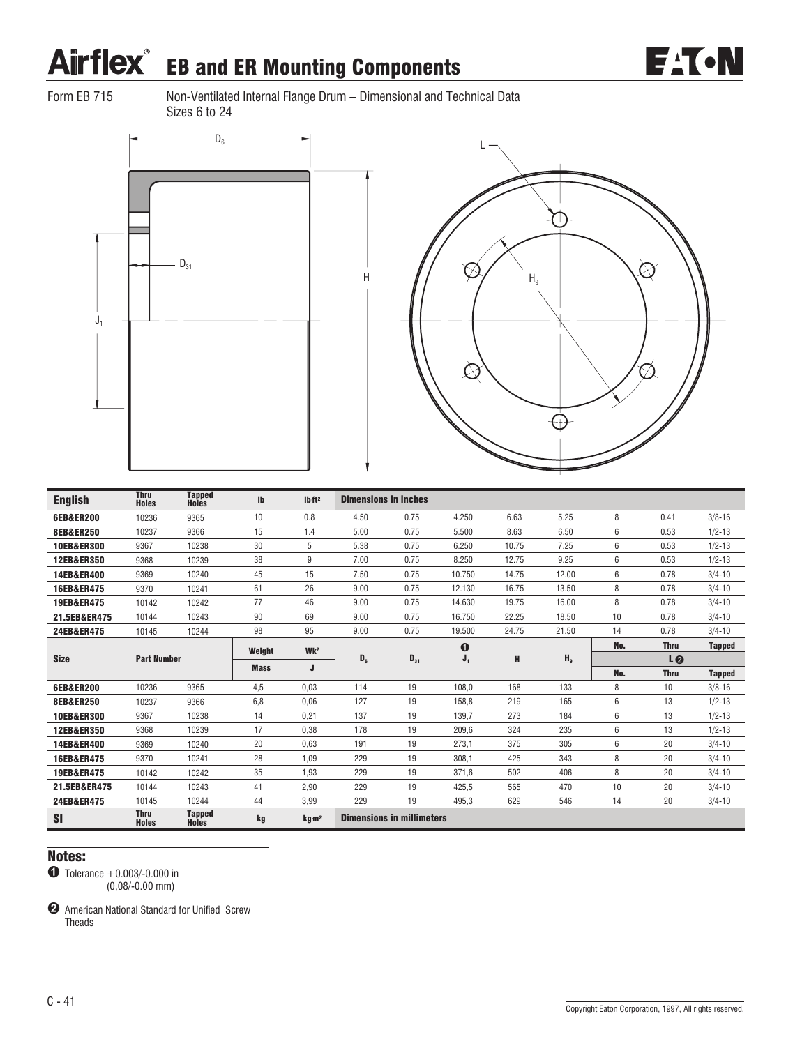# Airflex® EB and ER Mounting Components

Form EB 715

Non-Ventilated Internal Flange Drum – Dimensional and Technical Data
Sizes 6 to 24

D6
D31
J1
H
L
H9

| English | Thru Holes | Tapped Holes | lb | lb·ft² | Dimensions in inches | | | | | | | |
|---|---|---|---|---|---|---|---|---|---|---|---|---|
| 6EB&ER200 | 10236 | 9365 | 10 | 0.8 | 4.50 | 0.75 | 4.250 | 6.63 | 5.25 | 8 | 0.41 | 3/8-16 |
| 8EB&ER250 | 10237 | 9366 | 15 | 1.4 | 5.00 | 0.75 | 5.500 | 8.63 | 6.50 | 6 | 0.53 | 1/2-13 |
| 10EB&ER300 | 9367 | 10238 | 30 | 5 | 5.38 | 0.75 | 6.250 | 10.75 | 7.25 | 6 | 0.53 | 1/2-13 |
| 12EB&ER350 | 9368 | 10239 | 38 | 9 | 7.00 | 0.75 | 8.250 | 12.75 | 9.25 | 6 | 0.53 | 1/2-13 |
| 14EB&ER400 | 9369 | 10240 | 45 | 15 | 7.50 | 0.75 | 10.750 | 14.75 | 12.00 | 6 | 0.78 | 3/4-10 |
| 16EB&ER475 | 9370 | 10241 | 61 | 26 | 9.00 | 0.75 | 12.130 | 16.75 | 13.50 | 8 | 0.78 | 3/4-10 |
| 19EB&ER475 | 10142 | 10242 | 77 | 46 | 9.00 | 0.75 | 14.630 | 19.75 | 16.00 | 8 | 0.78 | 3/4-10 |
| 21.5EB&ER475 | 10144 | 10243 | 90 | 69 | 9.00 | 0.75 | 16.750 | 22.25 | 18.50 | 10 | 0.78 | 3/4-10 |
| 24EB&ER475 | 10145 | 10244 | 98 | 95 | 9.00 | 0.75 | 19.500 | 24.75 | 21.50 | 14 | 0.78 | 3/4-10 |
| Size | Part Number | | Weight / Mass | Wk² / J | $D_6$ | $D_{31}$ | ❶ $J_1$ | H | $H_9$ | No. | Thru L ❷ | Tapped |
| 6EB&ER200 | 10236 | 9365 | 4,5 | 0,03 | 114 | 19 | 108,0 | 168 | 133 | 8 | 10 | 3/8-16 |
| 8EB&ER250 | 10237 | 9366 | 6,8 | 0,06 | 127 | 19 | 158,8 | 219 | 165 | 6 | 13 | 1/2-13 |
| 10EB&ER300 | 9367 | 10238 | 14 | 0,21 | 137 | 19 | 139,7 | 273 | 184 | 6 | 13 | 1/2-13 |
| 12EB&ER350 | 9368 | 10239 | 17 | 0,38 | 178 | 19 | 209,6 | 324 | 235 | 6 | 13 | 1/2-13 |
| 14EB&ER400 | 9369 | 10240 | 20 | 0,63 | 191 | 19 | 273,1 | 375 | 305 | 6 | 20 | 3/4-10 |
| 16EB&ER475 | 9370 | 10241 | 28 | 1,09 | 229 | 19 | 308,1 | 425 | 343 | 8 | 20 | 3/4-10 |
| 19EB&ER475 | 10142 | 10242 | 35 | 1,93 | 229 | 19 | 371,6 | 502 | 406 | 8 | 20 | 3/4-10 |
| 21.5EB&ER475 | 10144 | 10243 | 41 | 2,90 | 229 | 19 | 425,5 | 565 | 470 | 10 | 20 | 3/4-10 |
| 24EB&ER475 | 10145 | 10244 | 44 | 3,99 | 229 | 19 | 495,3 | 629 | 546 | 14 | 20 | 3/4-10 |
| SI | Thru Holes | Tapped Holes | kg | kg·m² | Dimensions in millimeters | | | | | | | |

## Notes:

❶ Tolerance +0.003/-0.000 in (0,08/-0.00 mm)

❷ American National Standard for Unified Screw Theads